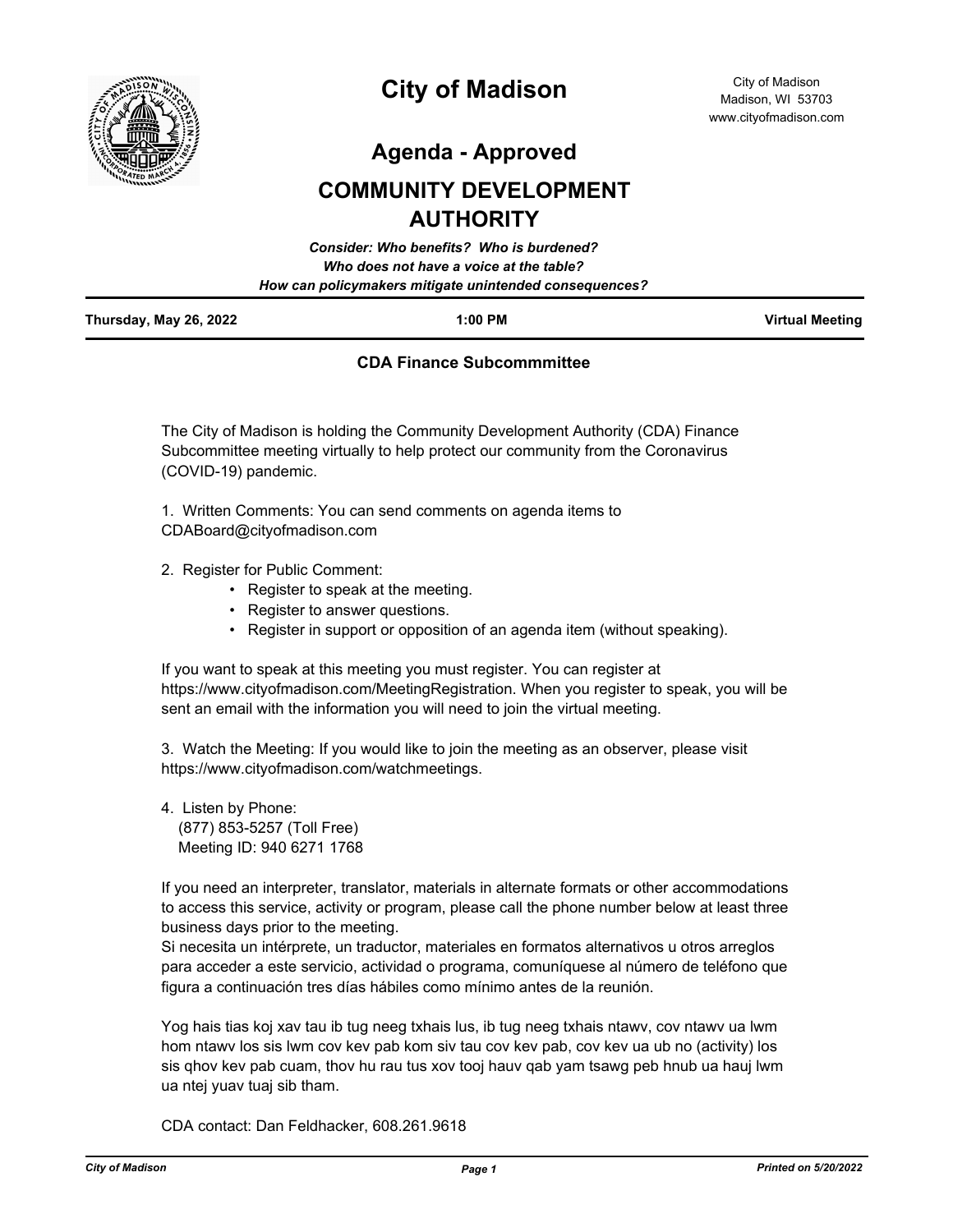# City of Madison

City of Madison
Madison, WI 53703
www.cityofmadison.com

## Agenda - Approved

## COMMUNITY DEVELOPMENT AUTHORITY

*Consider: Who benefits? Who is burdened?*
*Who does not have a voice at the table?*
*How can policymakers mitigate unintended consequences?*

| Thursday, May 26, 2022 | 1:00 PM | Virtual Meeting |
|---|---|---|

### CDA Finance Subcommmittee

The City of Madison is holding the Community Development Authority (CDA) Finance Subcommittee meeting virtually to help protect our community from the Coronavirus (COVID-19) pandemic.

1. Written Comments: You can send comments on agenda items to CDABoard@cityofmadison.com

2. Register for Public Comment:
   - Register to speak at the meeting.
   - Register to answer questions.
   - Register in support or opposition of an agenda item (without speaking).

If you want to speak at this meeting you must register. You can register at https://www.cityofmadison.com/MeetingRegistration. When you register to speak, you will be sent an email with the information you will need to join the virtual meeting.

3. Watch the Meeting: If you would like to join the meeting as an observer, please visit https://www.cityofmadison.com/watchmeetings.

4. Listen by Phone:
   (877) 853-5257 (Toll Free)
   Meeting ID: 940 6271 1768

If you need an interpreter, translator, materials in alternate formats or other accommodations to access this service, activity or program, please call the phone number below at least three business days prior to the meeting.
Si necesita un intérprete, un traductor, materiales en formatos alternativos u otros arreglos para acceder a este servicio, actividad o programa, comuníquese al número de teléfono que figura a continuación tres días hábiles como mínimo antes de la reunión.

Yog hais tias koj xav tau ib tug neeg txhais lus, ib tug neeg txhais ntawv, cov ntawv ua lwm hom ntawv los sis lwm cov kev pab kom siv tau cov kev pab, cov kev ua ub no (activity) los sis qhov kev pab cuam, thov hu rau tus xov tooj hauv qab yam tsawg peb hnub ua hauj lwm ua ntej yuav tuaj sib tham.

CDA contact: Dan Feldhacker, 608.261.9618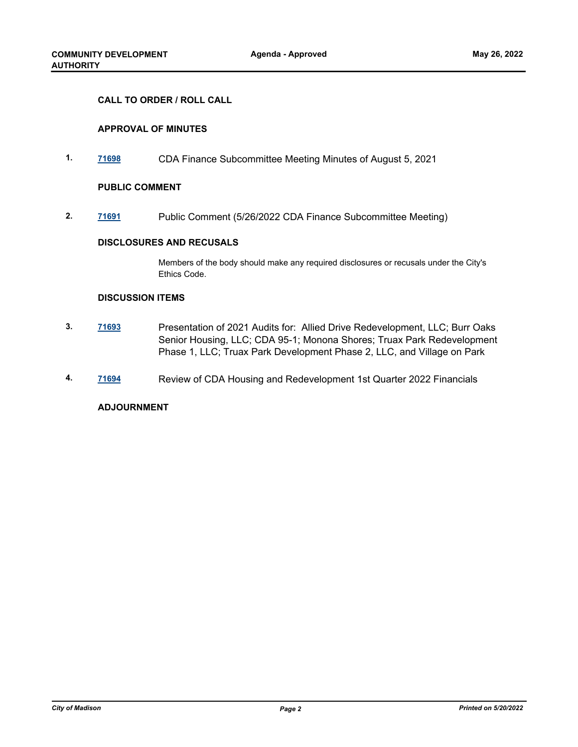## CALL TO ORDER / ROLL CALL

## APPROVAL OF MINUTES

1. 71698 CDA Finance Subcommittee Meeting Minutes of August 5, 2021

## PUBLIC COMMENT

2. 71691 Public Comment (5/26/2022 CDA Finance Subcommittee Meeting)

## DISCLOSURES AND RECUSALS

Members of the body should make any required disclosures or recusals under the City's Ethics Code.

## DISCUSSION ITEMS

3. 71693 Presentation of 2021 Audits for: Allied Drive Redevelopment, LLC; Burr Oaks Senior Housing, LLC; CDA 95-1; Monona Shores; Truax Park Redevelopment Phase 1, LLC; Truax Park Development Phase 2, LLC, and Village on Park

4. 71694 Review of CDA Housing and Redevelopment 1st Quarter 2022 Financials

## ADJOURNMENT